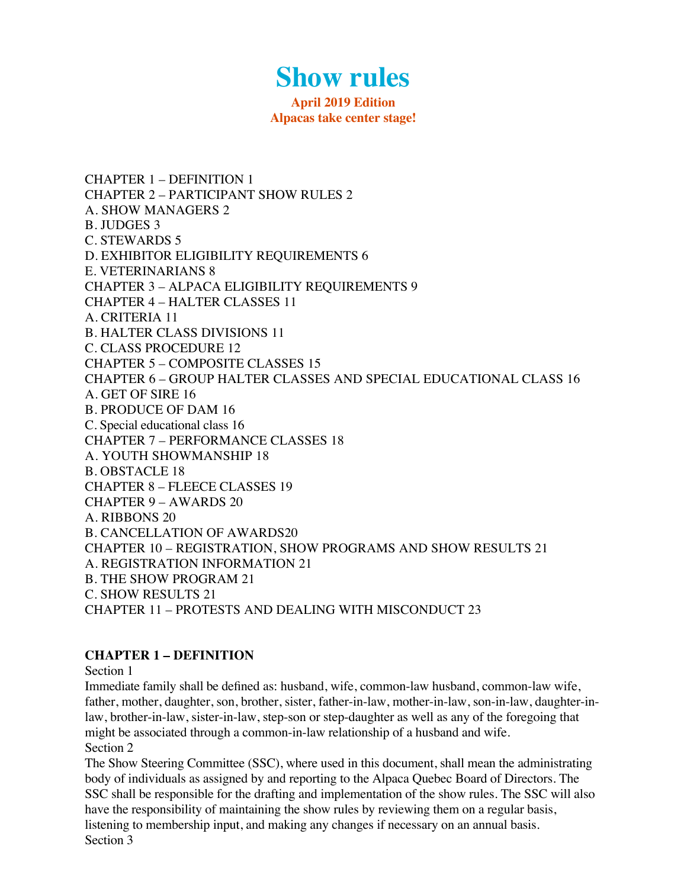# Show rules

**April 2019 Edition**
**Alpacas take center stage!**

CHAPTER 1 – DEFINITION 1
CHAPTER 2 – PARTICIPANT SHOW RULES 2
A. SHOW MANAGERS 2
B. JUDGES 3
C. STEWARDS 5
D. EXHIBITOR ELIGIBILITY REQUIREMENTS 6
E. VETERINARIANS 8
CHAPTER 3 – ALPACA ELIGIBILITY REQUIREMENTS 9
CHAPTER 4 – HALTER CLASSES 11
A. CRITERIA 11
B. HALTER CLASS DIVISIONS 11
C. CLASS PROCEDURE 12
CHAPTER 5 – COMPOSITE CLASSES 15
CHAPTER 6 – GROUP HALTER CLASSES AND SPECIAL EDUCATIONAL CLASS 16
A. GET OF SIRE 16
B. PRODUCE OF DAM 16
C. Special educational class 16
CHAPTER 7 – PERFORMANCE CLASSES 18
A. YOUTH SHOWMANSHIP 18
B. OBSTACLE 18
CHAPTER 8 – FLEECE CLASSES 19
CHAPTER 9 – AWARDS 20
A. RIBBONS 20
B. CANCELLATION OF AWARDS20
CHAPTER 10 – REGISTRATION, SHOW PROGRAMS AND SHOW RESULTS 21
A. REGISTRATION INFORMATION 21
B. THE SHOW PROGRAM 21
C. SHOW RESULTS 21
CHAPTER 11 – PROTESTS AND DEALING WITH MISCONDUCT 23

## CHAPTER 1 – DEFINITION

Section 1
Immediate family shall be defined as: husband, wife, common-law husband, common-law wife, father, mother, daughter, son, brother, sister, father-in-law, mother-in-law, son-in-law, daughter-in-law, brother-in-law, sister-in-law, step-son or step-daughter as well as any of the foregoing that might be associated through a common-in-law relationship of a husband and wife.

Section 2
The Show Steering Committee (SSC), where used in this document, shall mean the administrating body of individuals as assigned by and reporting to the Alpaca Quebec Board of Directors. The SSC shall be responsible for the drafting and implementation of the show rules. The SSC will also have the responsibility of maintaining the show rules by reviewing them on a regular basis, listening to membership input, and making any changes if necessary on an annual basis.

Section 3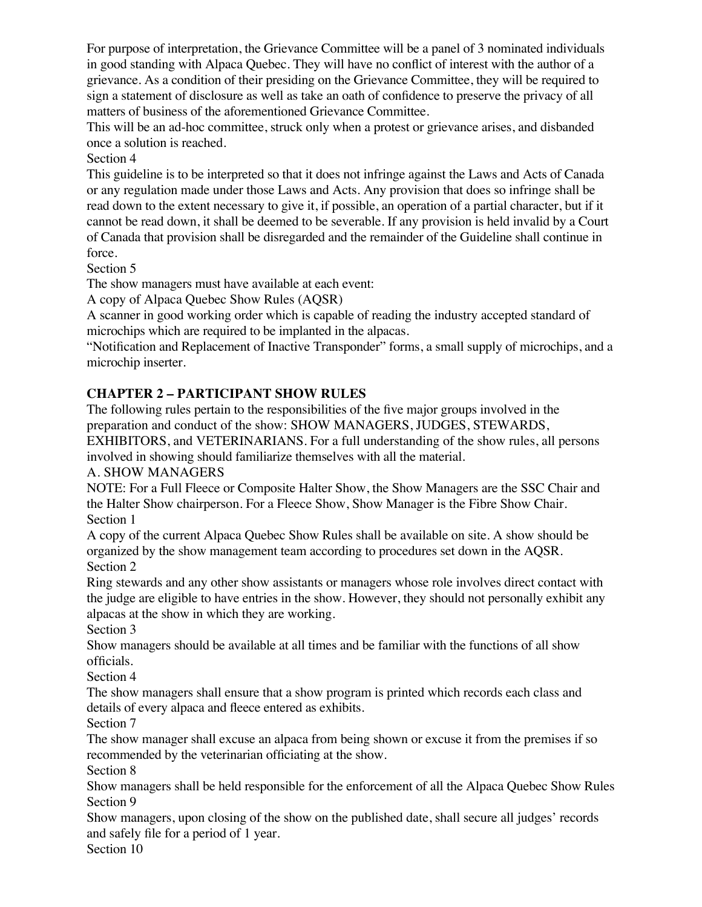For purpose of interpretation, the Grievance Committee will be a panel of 3 nominated individuals in good standing with Alpaca Quebec. They will have no conflict of interest with the author of a grievance. As a condition of their presiding on the Grievance Committee, they will be required to sign a statement of disclosure as well as take an oath of confidence to preserve the privacy of all matters of business of the aforementioned Grievance Committee.

This will be an ad-hoc committee, struck only when a protest or grievance arises, and disbanded once a solution is reached.

Section 4

This guideline is to be interpreted so that it does not infringe against the Laws and Acts of Canada or any regulation made under those Laws and Acts. Any provision that does so infringe shall be read down to the extent necessary to give it, if possible, an operation of a partial character, but if it cannot be read down, it shall be deemed to be severable. If any provision is held invalid by a Court of Canada that provision shall be disregarded and the remainder of the Guideline shall continue in force.

Section 5

The show managers must have available at each event:

A copy of Alpaca Quebec Show Rules (AQSR)

A scanner in good working order which is capable of reading the industry accepted standard of microchips which are required to be implanted in the alpacas.

“Notification and Replacement of Inactive Transponder” forms, a small supply of microchips, and a microchip inserter.

## CHAPTER 2 – PARTICIPANT SHOW RULES

The following rules pertain to the responsibilities of the five major groups involved in the preparation and conduct of the show: SHOW MANAGERS, JUDGES, STEWARDS, EXHIBITORS, and VETERINARIANS. For a full understanding of the show rules, all persons involved in showing should familiarize themselves with all the material.

A. SHOW MANAGERS

NOTE: For a Full Fleece or Composite Halter Show, the Show Managers are the SSC Chair and the Halter Show chairperson. For a Fleece Show, Show Manager is the Fibre Show Chair.

Section 1

A copy of the current Alpaca Quebec Show Rules shall be available on site. A show should be organized by the show management team according to procedures set down in the AQSR.

Section 2

Ring stewards and any other show assistants or managers whose role involves direct contact with the judge are eligible to have entries in the show. However, they should not personally exhibit any alpacas at the show in which they are working.

Section 3

Show managers should be available at all times and be familiar with the functions of all show officials.

Section 4

The show managers shall ensure that a show program is printed which records each class and details of every alpaca and fleece entered as exhibits.

Section 7

The show manager shall excuse an alpaca from being shown or excuse it from the premises if so recommended by the veterinarian officiating at the show.

Section 8

Show managers shall be held responsible for the enforcement of all the Alpaca Quebec Show Rules

Section 9

Show managers, upon closing of the show on the published date, shall secure all judges’ records and safely file for a period of 1 year.

Section 10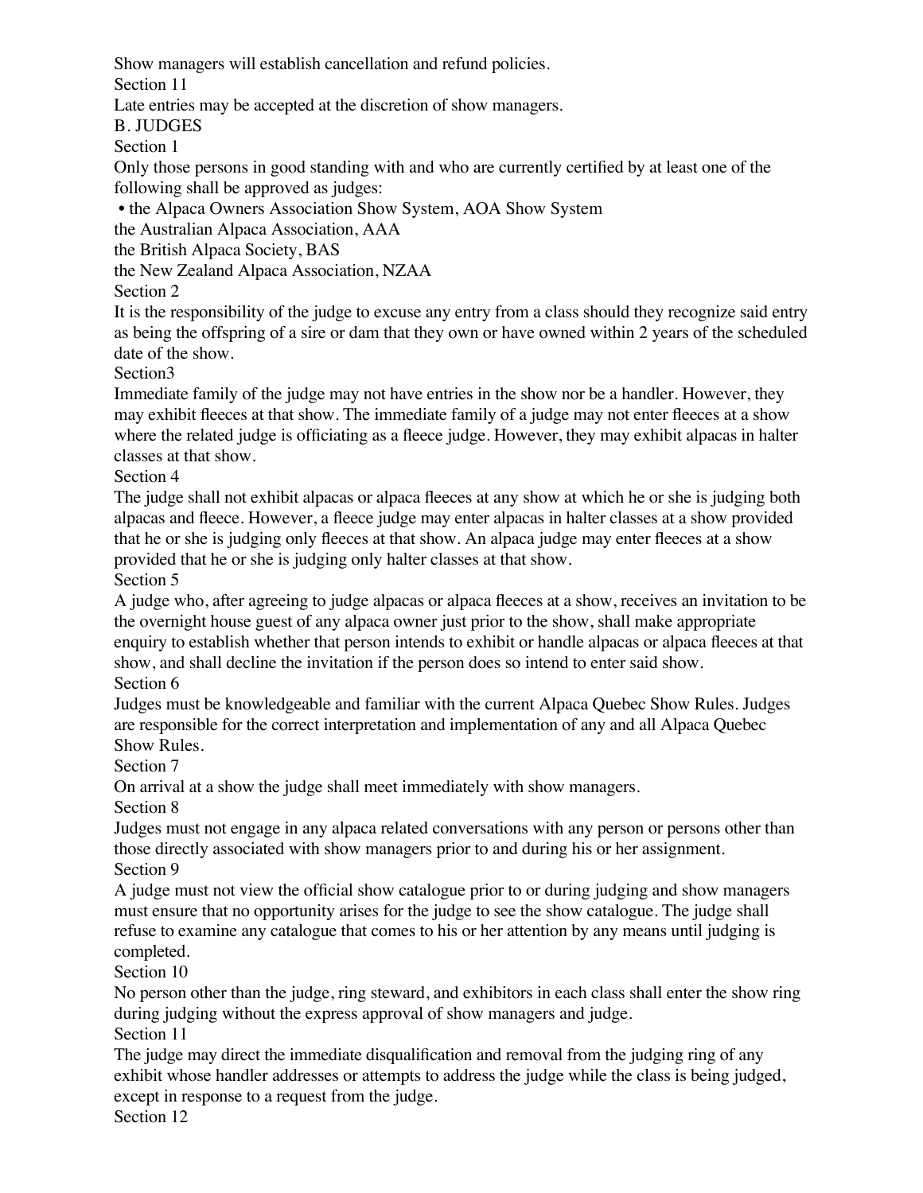Show managers will establish cancellation and refund policies.

Section 11

Late entries may be accepted at the discretion of show managers.

B. JUDGES

Section 1

Only those persons in good standing with and who are currently certified by at least one of the following shall be approved as judges:

- the Alpaca Owners Association Show System, AOA Show System

the Australian Alpaca Association, AAA

the British Alpaca Society, BAS

the New Zealand Alpaca Association, NZAA

Section 2

It is the responsibility of the judge to excuse any entry from a class should they recognize said entry as being the offspring of a sire or dam that they own or have owned within 2 years of the scheduled date of the show.

Section3

Immediate family of the judge may not have entries in the show nor be a handler. However, they may exhibit fleeces at that show. The immediate family of a judge may not enter fleeces at a show where the related judge is officiating as a fleece judge. However, they may exhibit alpacas in halter classes at that show.

Section 4

The judge shall not exhibit alpacas or alpaca fleeces at any show at which he or she is judging both alpacas and fleece. However, a fleece judge may enter alpacas in halter classes at a show provided that he or she is judging only fleeces at that show. An alpaca judge may enter fleeces at a show provided that he or she is judging only halter classes at that show.

Section 5

A judge who, after agreeing to judge alpacas or alpaca fleeces at a show, receives an invitation to be the overnight house guest of any alpaca owner just prior to the show, shall make appropriate enquiry to establish whether that person intends to exhibit or handle alpacas or alpaca fleeces at that show, and shall decline the invitation if the person does so intend to enter said show.

Section 6

Judges must be knowledgeable and familiar with the current Alpaca Quebec Show Rules. Judges are responsible for the correct interpretation and implementation of any and all Alpaca Quebec Show Rules.

Section 7

On arrival at a show the judge shall meet immediately with show managers.

Section 8

Judges must not engage in any alpaca related conversations with any person or persons other than those directly associated with show managers prior to and during his or her assignment.

Section 9

A judge must not view the official show catalogue prior to or during judging and show managers must ensure that no opportunity arises for the judge to see the show catalogue. The judge shall refuse to examine any catalogue that comes to his or her attention by any means until judging is completed.

Section 10

No person other than the judge, ring steward, and exhibitors in each class shall enter the show ring during judging without the express approval of show managers and judge.

Section 11

The judge may direct the immediate disqualification and removal from the judging ring of any exhibit whose handler addresses or attempts to address the judge while the class is being judged, except in response to a request from the judge.

Section 12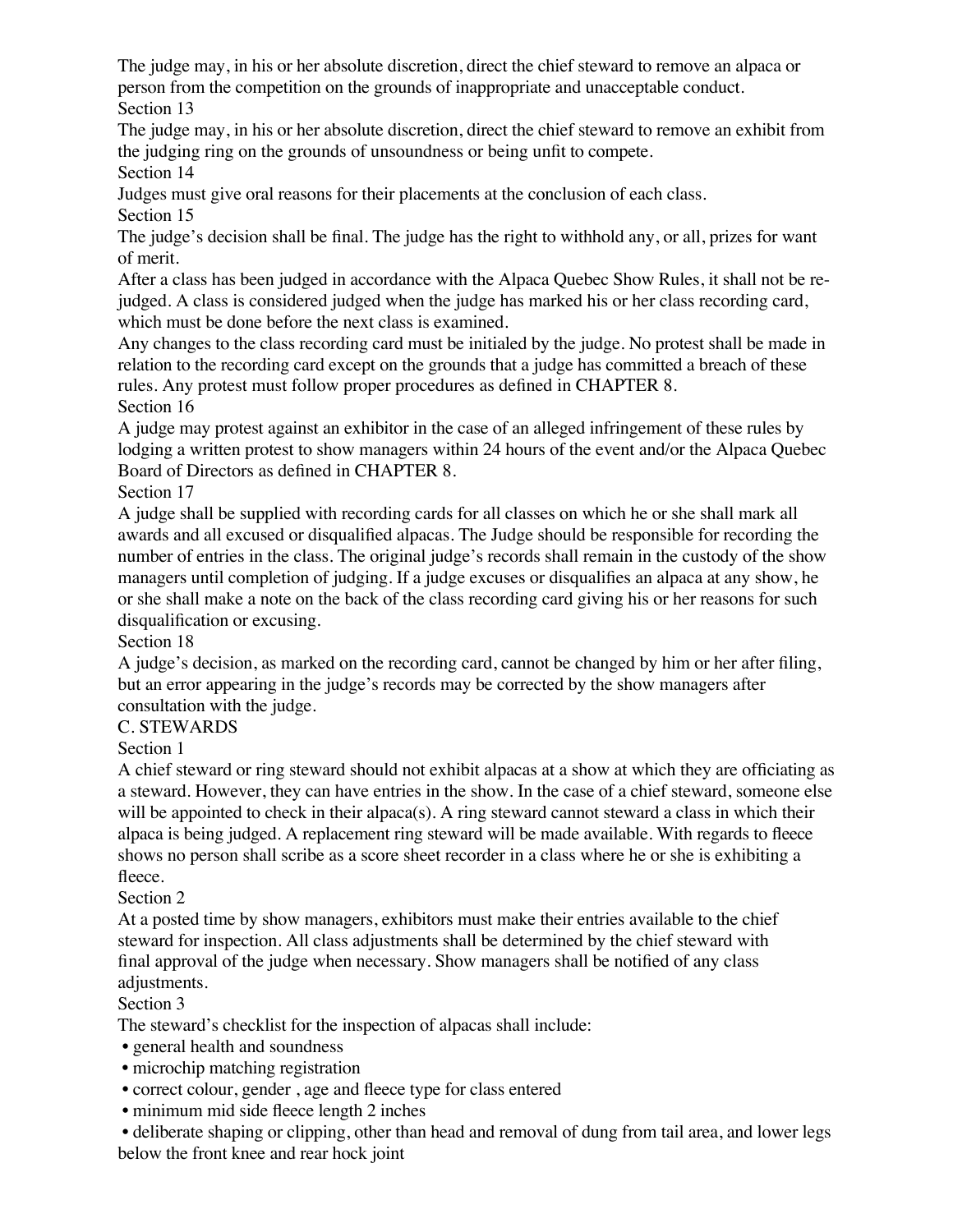The judge may, in his or her absolute discretion, direct the chief steward to remove an alpaca or person from the competition on the grounds of inappropriate and unacceptable conduct.

Section 13

The judge may, in his or her absolute discretion, direct the chief steward to remove an exhibit from the judging ring on the grounds of unsoundness or being unfit to compete.

Section 14

Judges must give oral reasons for their placements at the conclusion of each class.

Section 15

The judge's decision shall be final. The judge has the right to withhold any, or all, prizes for want of merit.

After a class has been judged in accordance with the Alpaca Quebec Show Rules, it shall not be re-judged. A class is considered judged when the judge has marked his or her class recording card, which must be done before the next class is examined.

Any changes to the class recording card must be initialed by the judge. No protest shall be made in relation to the recording card except on the grounds that a judge has committed a breach of these rules. Any protest must follow proper procedures as defined in CHAPTER 8.

Section 16

A judge may protest against an exhibitor in the case of an alleged infringement of these rules by lodging a written protest to show managers within 24 hours of the event and/or the Alpaca Quebec Board of Directors as defined in CHAPTER 8.

Section 17

A judge shall be supplied with recording cards for all classes on which he or she shall mark all awards and all excused or disqualified alpacas. The Judge should be responsible for recording the number of entries in the class. The original judge's records shall remain in the custody of the show managers until completion of judging. If a judge excuses or disqualifies an alpaca at any show, he or she shall make a note on the back of the class recording card giving his or her reasons for such disqualification or excusing.

Section 18

A judge's decision, as marked on the recording card, cannot be changed by him or her after filing, but an error appearing in the judge's records may be corrected by the show managers after consultation with the judge.

C. STEWARDS

Section 1

A chief steward or ring steward should not exhibit alpacas at a show at which they are officiating as a steward. However, they can have entries in the show. In the case of a chief steward, someone else will be appointed to check in their alpaca(s). A ring steward cannot steward a class in which their alpaca is being judged. A replacement ring steward will be made available. With regards to fleece shows no person shall scribe as a score sheet recorder in a class where he or she is exhibiting a fleece.

Section 2

At a posted time by show managers, exhibitors must make their entries available to the chief steward for inspection. All class adjustments shall be determined by the chief steward with final approval of the judge when necessary. Show managers shall be notified of any class adjustments.

Section 3

The steward's checklist for the inspection of alpacas shall include:

- general health and soundness
- microchip matching registration
- correct colour, gender , age and fleece type for class entered
- minimum mid side fleece length 2 inches
- deliberate shaping or clipping, other than head and removal of dung from tail area, and lower legs below the front knee and rear hock joint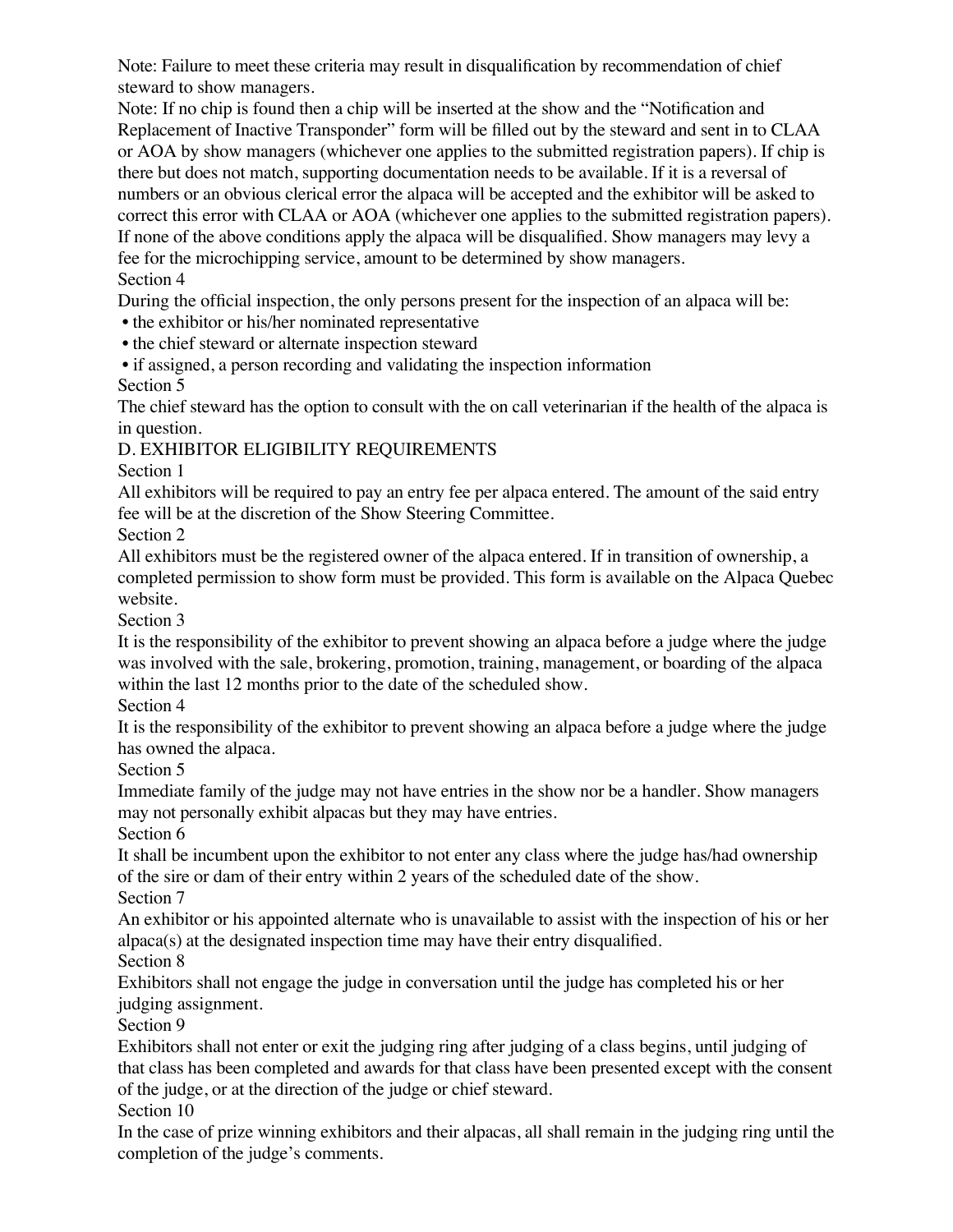Note: Failure to meet these criteria may result in disqualification by recommendation of chief steward to show managers.

Note: If no chip is found then a chip will be inserted at the show and the "Notification and Replacement of Inactive Transponder" form will be filled out by the steward and sent in to CLAA or AOA by show managers (whichever one applies to the submitted registration papers). If chip is there but does not match, supporting documentation needs to be available. If it is a reversal of numbers or an obvious clerical error the alpaca will be accepted and the exhibitor will be asked to correct this error with CLAA or AOA (whichever one applies to the submitted registration papers). If none of the above conditions apply the alpaca will be disqualified. Show managers may levy a fee for the microchipping service, amount to be determined by show managers.

Section 4

During the official inspection, the only persons present for the inspection of an alpaca will be:

- the exhibitor or his/her nominated representative
- the chief steward or alternate inspection steward
- if assigned, a person recording and validating the inspection information

Section 5

The chief steward has the option to consult with the on call veterinarian if the health of the alpaca is in question.

## D. EXHIBITOR ELIGIBILITY REQUIREMENTS

Section 1

All exhibitors will be required to pay an entry fee per alpaca entered. The amount of the said entry fee will be at the discretion of the Show Steering Committee.

Section 2

All exhibitors must be the registered owner of the alpaca entered. If in transition of ownership, a completed permission to show form must be provided. This form is available on the Alpaca Quebec website.

Section 3

It is the responsibility of the exhibitor to prevent showing an alpaca before a judge where the judge was involved with the sale, brokering, promotion, training, management, or boarding of the alpaca within the last 12 months prior to the date of the scheduled show.

Section 4

It is the responsibility of the exhibitor to prevent showing an alpaca before a judge where the judge has owned the alpaca.

Section 5

Immediate family of the judge may not have entries in the show nor be a handler. Show managers may not personally exhibit alpacas but they may have entries.

Section 6

It shall be incumbent upon the exhibitor to not enter any class where the judge has/had ownership of the sire or dam of their entry within 2 years of the scheduled date of the show.

Section 7

An exhibitor or his appointed alternate who is unavailable to assist with the inspection of his or her alpaca(s) at the designated inspection time may have their entry disqualified.

Section 8

Exhibitors shall not engage the judge in conversation until the judge has completed his or her judging assignment.

Section 9

Exhibitors shall not enter or exit the judging ring after judging of a class begins, until judging of that class has been completed and awards for that class have been presented except with the consent of the judge, or at the direction of the judge or chief steward.

Section 10

In the case of prize winning exhibitors and their alpacas, all shall remain in the judging ring until the completion of the judge's comments.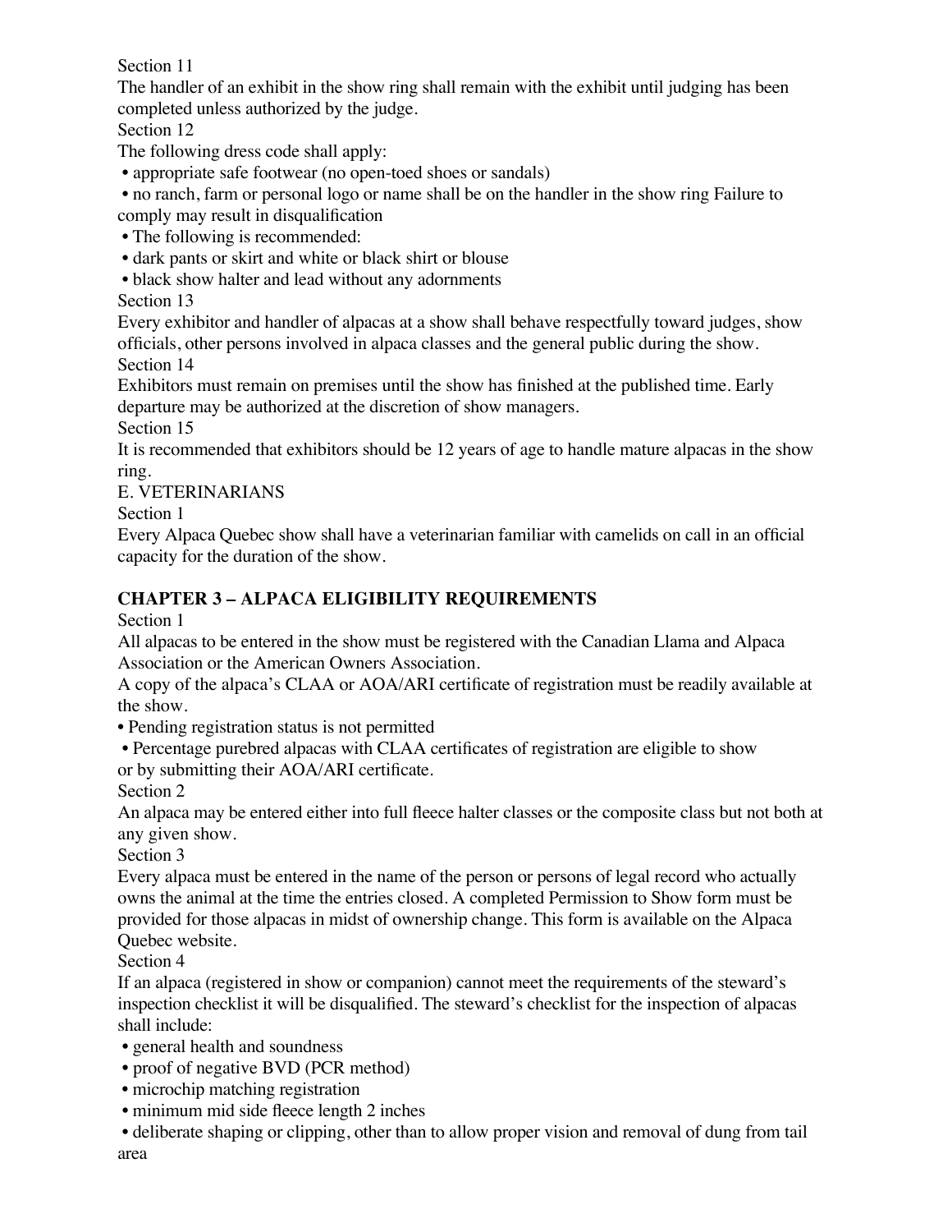Section 11

The handler of an exhibit in the show ring shall remain with the exhibit until judging has been completed unless authorized by the judge.

Section 12

The following dress code shall apply:

- appropriate safe footwear (no open-toed shoes or sandals)
- no ranch, farm or personal logo or name shall be on the handler in the show ring Failure to comply may result in disqualification
- The following is recommended:
- dark pants or skirt and white or black shirt or blouse
- black show halter and lead without any adornments

Section 13

Every exhibitor and handler of alpacas at a show shall behave respectfully toward judges, show officials, other persons involved in alpaca classes and the general public during the show.

Section 14

Exhibitors must remain on premises until the show has finished at the published time. Early departure may be authorized at the discretion of show managers.

Section 15

It is recommended that exhibitors should be 12 years of age to handle mature alpacas in the show ring.

E. VETERINARIANS

Section 1

Every Alpaca Quebec show shall have a veterinarian familiar with camelids on call in an official capacity for the duration of the show.

## CHAPTER 3 – ALPACA ELIGIBILITY REQUIREMENTS

Section 1

All alpacas to be entered in the show must be registered with the Canadian Llama and Alpaca Association or the American Owners Association.

A copy of the alpaca's CLAA or AOA/ARI certificate of registration must be readily available at the show.

- Pending registration status is not permitted
- Percentage purebred alpacas with CLAA certificates of registration are eligible to show or by submitting their AOA/ARI certificate.

Section 2

An alpaca may be entered either into full fleece halter classes or the composite class but not both at any given show.

Section 3

Every alpaca must be entered in the name of the person or persons of legal record who actually owns the animal at the time the entries closed. A completed Permission to Show form must be provided for those alpacas in midst of ownership change. This form is available on the Alpaca Quebec website.

Section 4

If an alpaca (registered in show or companion) cannot meet the requirements of the steward's inspection checklist it will be disqualified. The steward's checklist for the inspection of alpacas shall include:

- general health and soundness
- proof of negative BVD (PCR method)
- microchip matching registration
- minimum mid side fleece length 2 inches
- deliberate shaping or clipping, other than to allow proper vision and removal of dung from tail area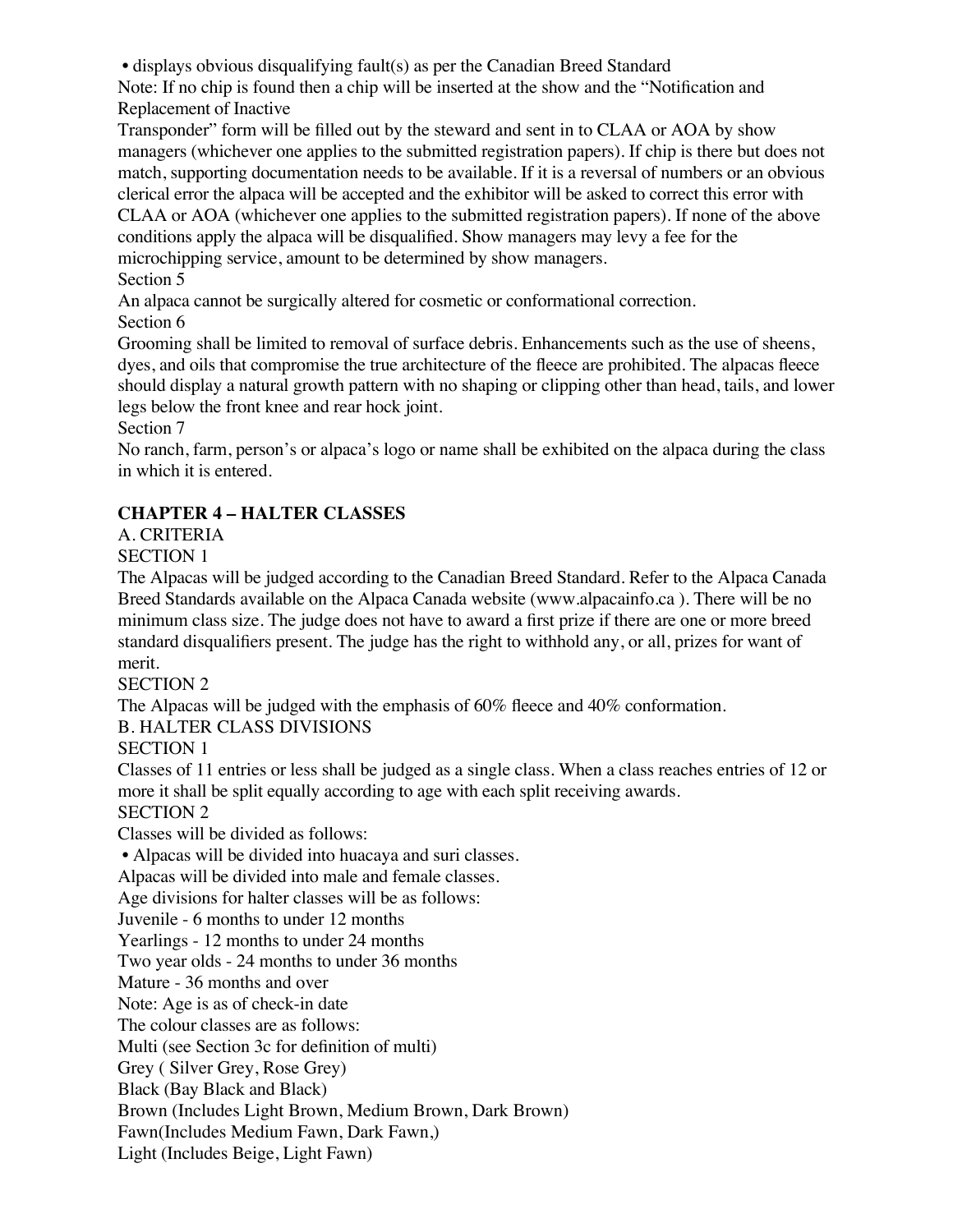• displays obvious disqualifying fault(s) as per the Canadian Breed Standard

Note: If no chip is found then a chip will be inserted at the show and the "Notification and Replacement of Inactive Transponder" form will be filled out by the steward and sent in to CLAA or AOA by show managers (whichever one applies to the submitted registration papers). If chip is there but does not match, supporting documentation needs to be available. If it is a reversal of numbers or an obvious clerical error the alpaca will be accepted and the exhibitor will be asked to correct this error with CLAA or AOA (whichever one applies to the submitted registration papers). If none of the above conditions apply the alpaca will be disqualified. Show managers may levy a fee for the microchipping service, amount to be determined by show managers.

Section 5

An alpaca cannot be surgically altered for cosmetic or conformational correction.

Section 6

Grooming shall be limited to removal of surface debris. Enhancements such as the use of sheens, dyes, and oils that compromise the true architecture of the fleece are prohibited. The alpacas fleece should display a natural growth pattern with no shaping or clipping other than head, tails, and lower legs below the front knee and rear hock joint.

Section 7

No ranch, farm, person's or alpaca's logo or name shall be exhibited on the alpaca during the class in which it is entered.

## CHAPTER 4 – HALTER CLASSES

A. CRITERIA

SECTION 1

The Alpacas will be judged according to the Canadian Breed Standard. Refer to the Alpaca Canada Breed Standards available on the Alpaca Canada website (www.alpacainfo.ca ). There will be no minimum class size. The judge does not have to award a first prize if there are one or more breed standard disqualifiers present. The judge has the right to withhold any, or all, prizes for want of merit.

SECTION 2

The Alpacas will be judged with the emphasis of 60% fleece and 40% conformation.

B. HALTER CLASS DIVISIONS

SECTION 1

Classes of 11 entries or less shall be judged as a single class. When a class reaches entries of 12 or more it shall be split equally according to age with each split receiving awards.

SECTION 2

Classes will be divided as follows:

• Alpacas will be divided into huacaya and suri classes.

Alpacas will be divided into male and female classes.

Age divisions for halter classes will be as follows:

Juvenile - 6 months to under 12 months

Yearlings - 12 months to under 24 months

Two year olds - 24 months to under 36 months

Mature - 36 months and over

Note: Age is as of check-in date

The colour classes are as follows:

Multi (see Section 3c for definition of multi)

Grey ( Silver Grey, Rose Grey)

Black (Bay Black and Black)

Brown (Includes Light Brown, Medium Brown, Dark Brown)

Fawn(Includes Medium Fawn, Dark Fawn,)

Light (Includes Beige, Light Fawn)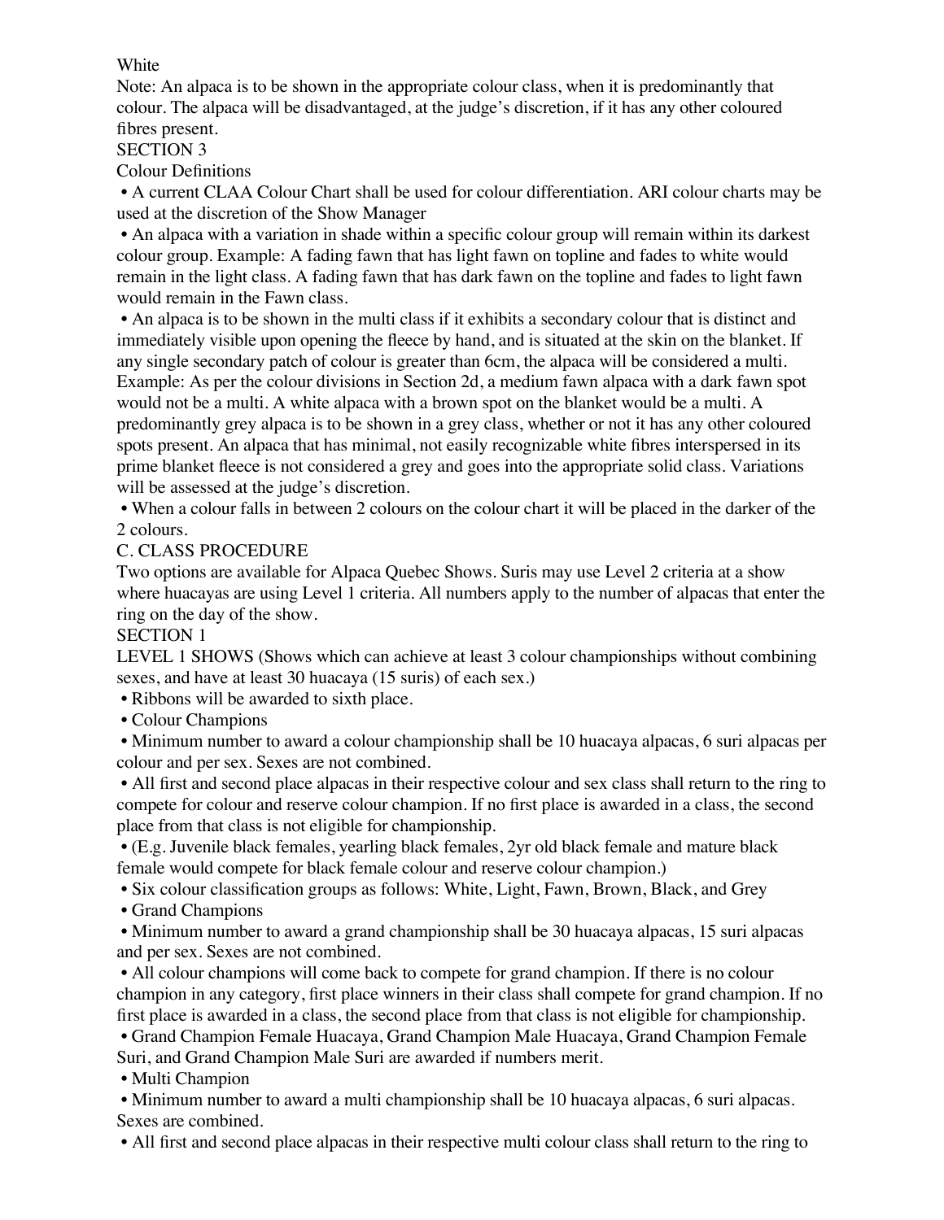White

Note: An alpaca is to be shown in the appropriate colour class, when it is predominantly that colour. The alpaca will be disadvantaged, at the judge's discretion, if it has any other coloured fibres present.

SECTION 3

Colour Definitions

- A current CLAA Colour Chart shall be used for colour differentiation. ARI colour charts may be used at the discretion of the Show Manager
- An alpaca with a variation in shade within a specific colour group will remain within its darkest colour group. Example: A fading fawn that has light fawn on topline and fades to white would remain in the light class. A fading fawn that has dark fawn on the topline and fades to light fawn would remain in the Fawn class.
- An alpaca is to be shown in the multi class if it exhibits a secondary colour that is distinct and immediately visible upon opening the fleece by hand, and is situated at the skin on the blanket. If any single secondary patch of colour is greater than 6cm, the alpaca will be considered a multi. Example: As per the colour divisions in Section 2d, a medium fawn alpaca with a dark fawn spot would not be a multi. A white alpaca with a brown spot on the blanket would be a multi. A predominantly grey alpaca is to be shown in a grey class, whether or not it has any other coloured spots present. An alpaca that has minimal, not easily recognizable white fibres interspersed in its prime blanket fleece is not considered a grey and goes into the appropriate solid class. Variations will be assessed at the judge's discretion.
- When a colour falls in between 2 colours on the colour chart it will be placed in the darker of the 2 colours.

C. CLASS PROCEDURE

Two options are available for Alpaca Quebec Shows. Suris may use Level 2 criteria at a show where huacayas are using Level 1 criteria. All numbers apply to the number of alpacas that enter the ring on the day of the show.

SECTION 1

LEVEL 1 SHOWS (Shows which can achieve at least 3 colour championships without combining sexes, and have at least 30 huacaya (15 suris) of each sex.)

- Ribbons will be awarded to sixth place.
- Colour Champions
- Minimum number to award a colour championship shall be 10 huacaya alpacas, 6 suri alpacas per colour and per sex. Sexes are not combined.
- All first and second place alpacas in their respective colour and sex class shall return to the ring to compete for colour and reserve colour champion. If no first place is awarded in a class, the second place from that class is not eligible for championship.
- (E.g. Juvenile black females, yearling black females, 2yr old black female and mature black female would compete for black female colour and reserve colour champion.)
- Six colour classification groups as follows: White, Light, Fawn, Brown, Black, and Grey
- Grand Champions
- Minimum number to award a grand championship shall be 30 huacaya alpacas, 15 suri alpacas and per sex. Sexes are not combined.
- All colour champions will come back to compete for grand champion. If there is no colour champion in any category, first place winners in their class shall compete for grand champion. If no first place is awarded in a class, the second place from that class is not eligible for championship.
- Grand Champion Female Huacaya, Grand Champion Male Huacaya, Grand Champion Female Suri, and Grand Champion Male Suri are awarded if numbers merit.
- Multi Champion
- Minimum number to award a multi championship shall be 10 huacaya alpacas, 6 suri alpacas. Sexes are combined.
- All first and second place alpacas in their respective multi colour class shall return to the ring to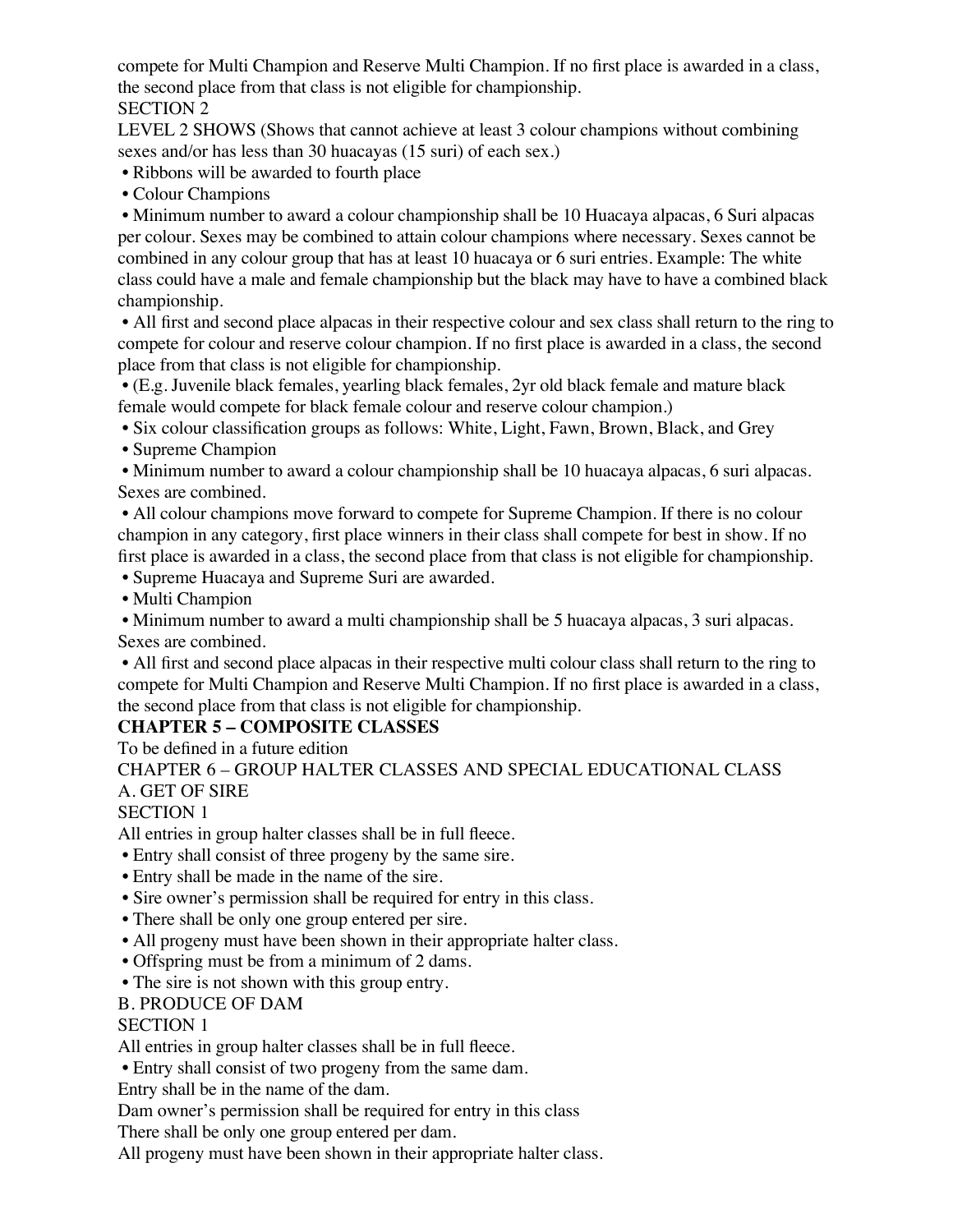compete for Multi Champion and Reserve Multi Champion. If no first place is awarded in a class, the second place from that class is not eligible for championship.

SECTION 2

LEVEL 2 SHOWS (Shows that cannot achieve at least 3 colour champions without combining sexes and/or has less than 30 huacayas (15 suri) of each sex.)

- Ribbons will be awarded to fourth place
- Colour Champions
- Minimum number to award a colour championship shall be 10 Huacaya alpacas, 6 Suri alpacas per colour. Sexes may be combined to attain colour champions where necessary. Sexes cannot be combined in any colour group that has at least 10 huacaya or 6 suri entries. Example: The white class could have a male and female championship but the black may have to have a combined black championship.
- All first and second place alpacas in their respective colour and sex class shall return to the ring to compete for colour and reserve colour champion. If no first place is awarded in a class, the second place from that class is not eligible for championship.
- (E.g. Juvenile black females, yearling black females, 2yr old black female and mature black female would compete for black female colour and reserve colour champion.)
- Six colour classification groups as follows: White, Light, Fawn, Brown, Black, and Grey
- Supreme Champion
- Minimum number to award a colour championship shall be 10 huacaya alpacas, 6 suri alpacas. Sexes are combined.
- All colour champions move forward to compete for Supreme Champion. If there is no colour champion in any category, first place winners in their class shall compete for best in show. If no first place is awarded in a class, the second place from that class is not eligible for championship.
- Supreme Huacaya and Supreme Suri are awarded.
- Multi Champion
- Minimum number to award a multi championship shall be 5 huacaya alpacas, 3 suri alpacas. Sexes are combined.
- All first and second place alpacas in their respective multi colour class shall return to the ring to compete for Multi Champion and Reserve Multi Champion. If no first place is awarded in a class, the second place from that class is not eligible for championship.

## CHAPTER 5 – COMPOSITE CLASSES

To be defined in a future edition

## CHAPTER 6 – GROUP HALTER CLASSES AND SPECIAL EDUCATIONAL CLASS

### A. GET OF SIRE

SECTION 1

All entries in group halter classes shall be in full fleece.

- Entry shall consist of three progeny by the same sire.
- Entry shall be made in the name of the sire.
- Sire owner's permission shall be required for entry in this class.
- There shall be only one group entered per sire.
- All progeny must have been shown in their appropriate halter class.
- Offspring must be from a minimum of 2 dams.
- The sire is not shown with this group entry.

### B. PRODUCE OF DAM

SECTION 1

All entries in group halter classes shall be in full fleece.

- Entry shall consist of two progeny from the same dam.

Entry shall be in the name of the dam.

Dam owner's permission shall be required for entry in this class

There shall be only one group entered per dam.

All progeny must have been shown in their appropriate halter class.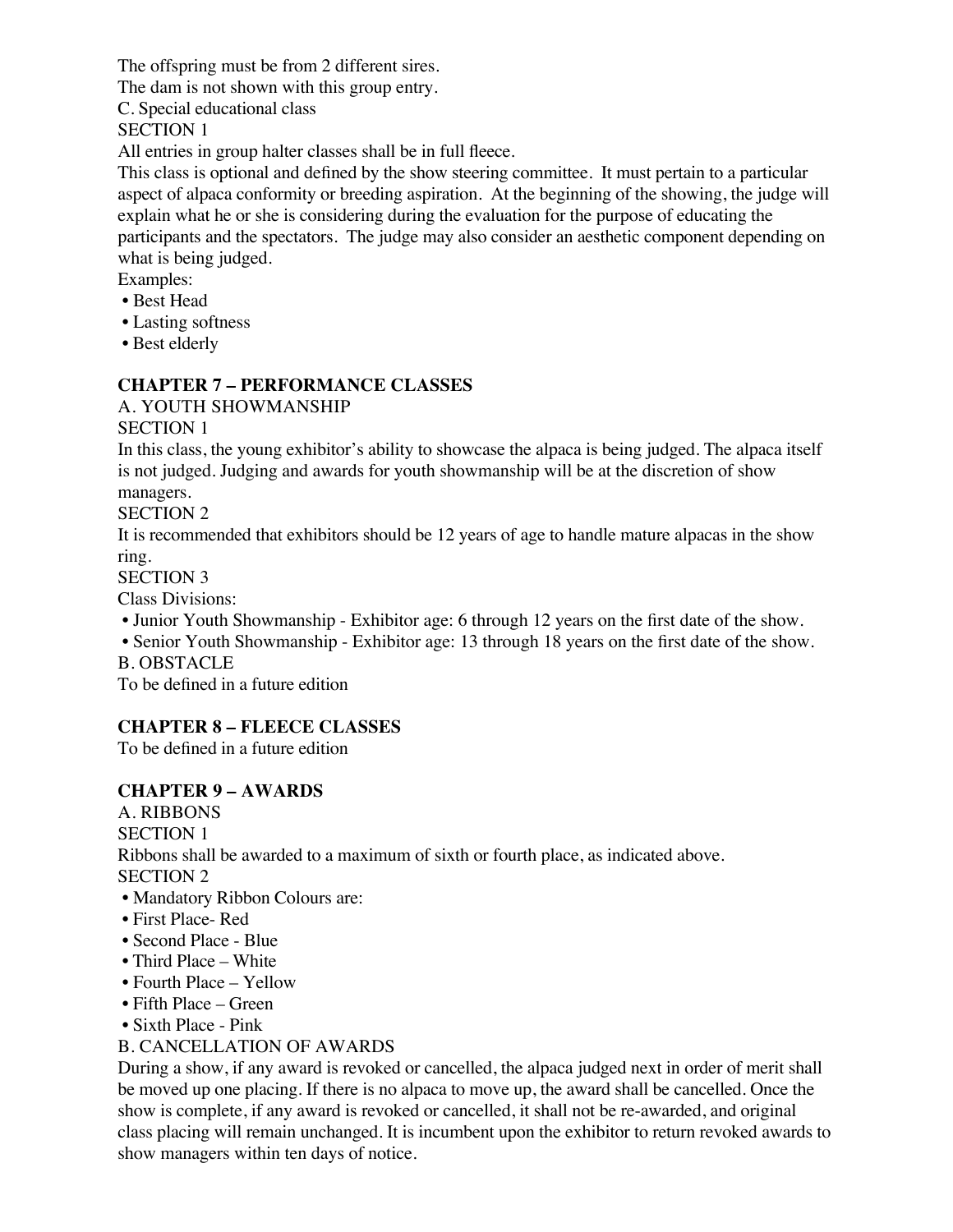The offspring must be from 2 different sires.
The dam is not shown with this group entry.
C. Special educational class
SECTION 1
All entries in group halter classes shall be in full fleece.
This class is optional and defined by the show steering committee. It must pertain to a particular aspect of alpaca conformity or breeding aspiration. At the beginning of the showing, the judge will explain what he or she is considering during the evaluation for the purpose of educating the participants and the spectators. The judge may also consider an aesthetic component depending on what is being judged.
Examples:

- Best Head
- Lasting softness
- Best elderly

## CHAPTER 7 – PERFORMANCE CLASSES

A. YOUTH SHOWMANSHIP
SECTION 1
In this class, the young exhibitor's ability to showcase the alpaca is being judged. The alpaca itself is not judged. Judging and awards for youth showmanship will be at the discretion of show managers.
SECTION 2
It is recommended that exhibitors should be 12 years of age to handle mature alpacas in the show ring.
SECTION 3
Class Divisions:

- Junior Youth Showmanship - Exhibitor age: 6 through 12 years on the first date of the show.
- Senior Youth Showmanship - Exhibitor age: 13 through 18 years on the first date of the show.

B. OBSTACLE
To be defined in a future edition

## CHAPTER 8 – FLEECE CLASSES

To be defined in a future edition

## CHAPTER 9 – AWARDS

A. RIBBONS
SECTION 1
Ribbons shall be awarded to a maximum of sixth or fourth place, as indicated above.
SECTION 2

- Mandatory Ribbon Colours are:
- First Place- Red
- Second Place - Blue
- Third Place – White
- Fourth Place – Yellow
- Fifth Place – Green
- Sixth Place - Pink

B. CANCELLATION OF AWARDS
During a show, if any award is revoked or cancelled, the alpaca judged next in order of merit shall be moved up one placing. If there is no alpaca to move up, the award shall be cancelled. Once the show is complete, if any award is revoked or cancelled, it shall not be re-awarded, and original class placing will remain unchanged. It is incumbent upon the exhibitor to return revoked awards to show managers within ten days of notice.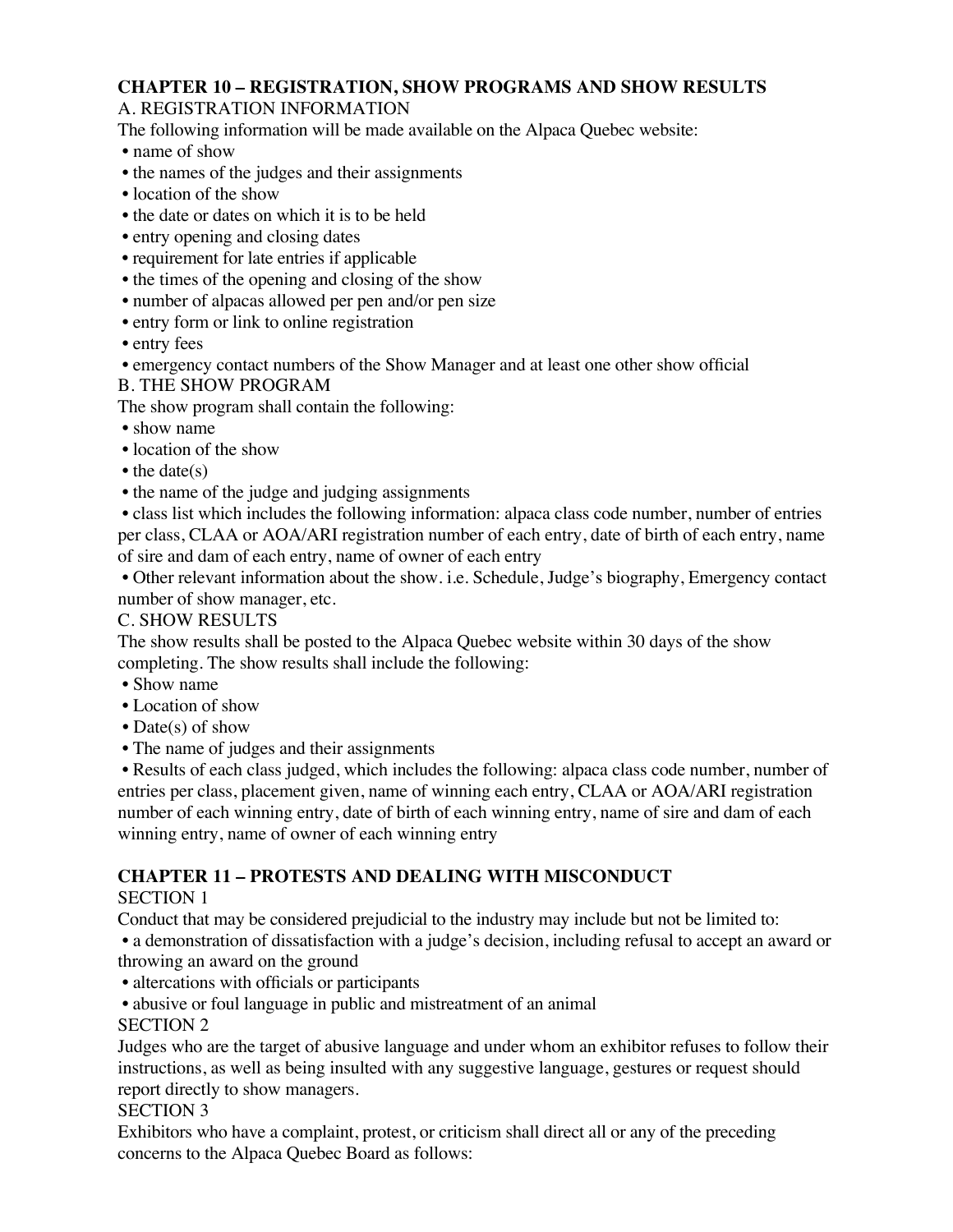## CHAPTER 10 – REGISTRATION, SHOW PROGRAMS AND SHOW RESULTS

A. REGISTRATION INFORMATION

The following information will be made available on the Alpaca Quebec website:

- name of show
- the names of the judges and their assignments
- location of the show
- the date or dates on which it is to be held
- entry opening and closing dates
- requirement for late entries if applicable
- the times of the opening and closing of the show
- number of alpacas allowed per pen and/or pen size
- entry form or link to online registration
- entry fees
- emergency contact numbers of the Show Manager and at least one other show official

B. THE SHOW PROGRAM

The show program shall contain the following:

- show name
- location of the show
- the date(s)
- the name of the judge and judging assignments
- class list which includes the following information: alpaca class code number, number of entries per class, CLAA or AOA/ARI registration number of each entry, date of birth of each entry, name of sire and dam of each entry, name of owner of each entry
- Other relevant information about the show. i.e. Schedule, Judge's biography, Emergency contact number of show manager, etc.

C. SHOW RESULTS

The show results shall be posted to the Alpaca Quebec website within 30 days of the show completing. The show results shall include the following:

- Show name
- Location of show
- Date(s) of show
- The name of judges and their assignments
- Results of each class judged, which includes the following: alpaca class code number, number of entries per class, placement given, name of winning each entry, CLAA or AOA/ARI registration number of each winning entry, date of birth of each winning entry, name of sire and dam of each winning entry, name of owner of each winning entry

## CHAPTER 11 – PROTESTS AND DEALING WITH MISCONDUCT

SECTION 1

Conduct that may be considered prejudicial to the industry may include but not be limited to:

- a demonstration of dissatisfaction with a judge's decision, including refusal to accept an award or throwing an award on the ground
- altercations with officials or participants
- abusive or foul language in public and mistreatment of an animal

SECTION 2

Judges who are the target of abusive language and under whom an exhibitor refuses to follow their instructions, as well as being insulted with any suggestive language, gestures or request should report directly to show managers.

SECTION 3

Exhibitors who have a complaint, protest, or criticism shall direct all or any of the preceding concerns to the Alpaca Quebec Board as follows: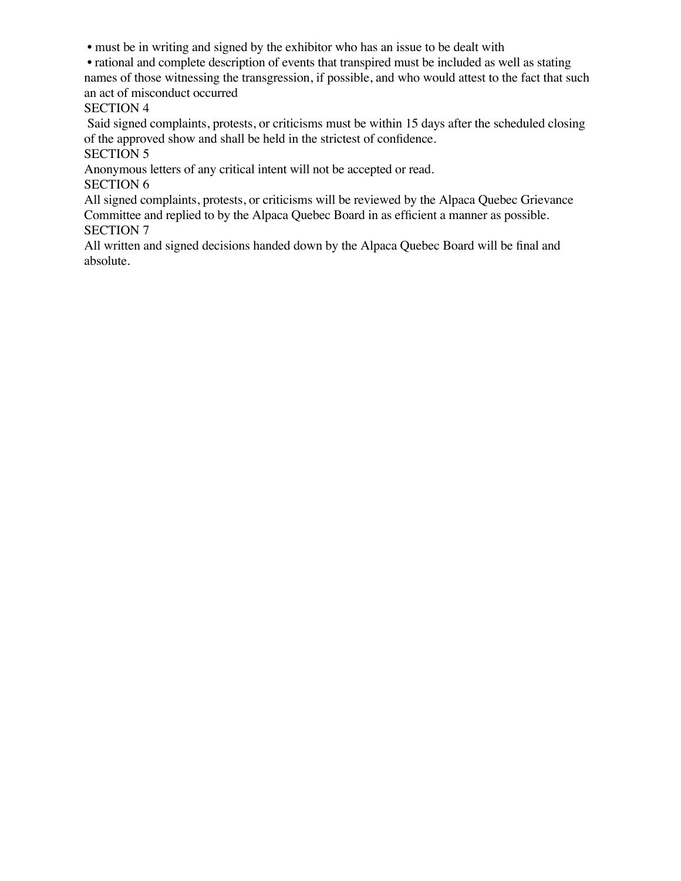- must be in writing and signed by the exhibitor who has an issue to be dealt with
- rational and complete description of events that transpired must be included as well as stating names of those witnessing the transgression, if possible, and who would attest to the fact that such an act of misconduct occurred

SECTION 4

Said signed complaints, protests, or criticisms must be within 15 days after the scheduled closing of the approved show and shall be held in the strictest of confidence.

SECTION 5

Anonymous letters of any critical intent will not be accepted or read.

SECTION 6

All signed complaints, protests, or criticisms will be reviewed by the Alpaca Quebec Grievance Committee and replied to by the Alpaca Quebec Board in as efficient a manner as possible.

SECTION 7

All written and signed decisions handed down by the Alpaca Quebec Board will be final and absolute.